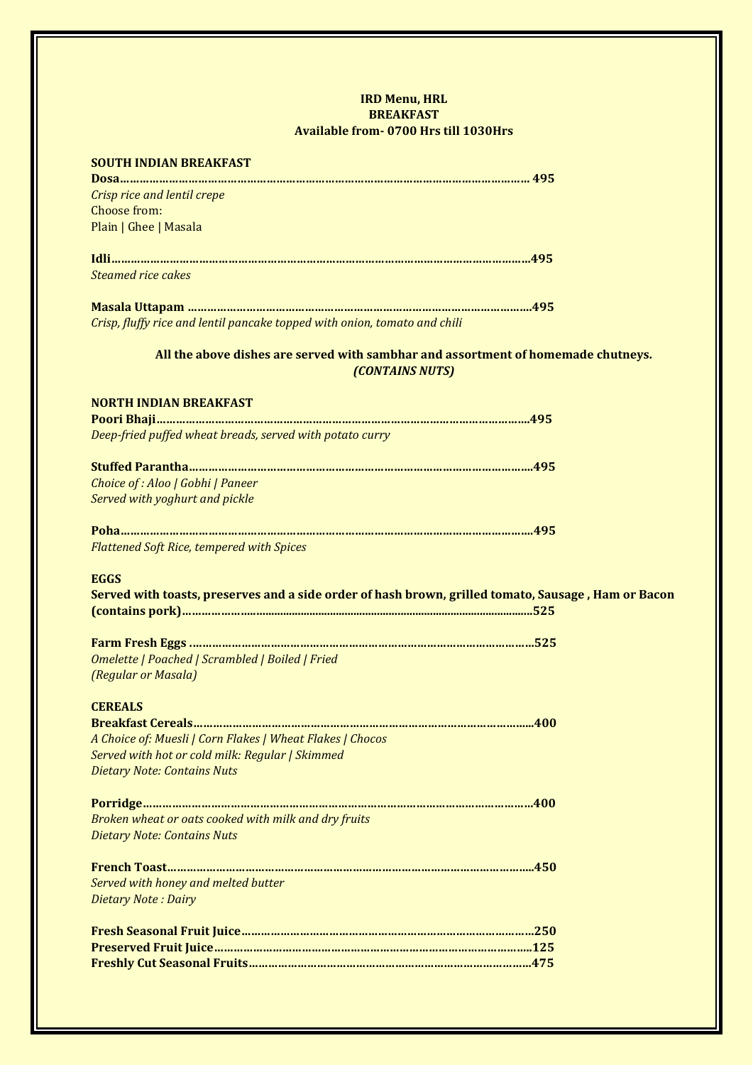**IRD Menu, HRL**
**BREAKFAST**
**Available from- 0700 Hrs till 1030Hrs**

## SOUTH INDIAN BREAKFAST

**Dosa………………………………………………………………………………………………………… 495**
*Crisp rice and lentil crepe*
Choose from:
Plain | Ghee | Masala

**Idli………………………………………………………………………………………………………………495**
*Steamed rice cakes*

**Masala Uttapam ………………………………………………………………………………………495**
*Crisp, fluffy rice and lentil pancake topped with onion, tomato and chili*

**All the above dishes are served with sambhar and assortment of homemade chutneys.**
***(CONTAINS NUTS)***

## NORTH INDIAN BREAKFAST

**Poori Bhaji………………………………………………………………………………………………495**
*Deep-fried puffed wheat breads, served with potato curry*

**Stuffed Parantha………………………………………………………………………………………495**
*Choice of : Aloo | Gobhi | Paneer*
*Served with yoghurt and pickle*

**Poha………………………………………………………………………………………………………495**
*Flattened Soft Rice, tempered with Spices*

## EGGS

**Served with toasts, preserves and a side order of hash brown, grilled tomato, Sausage , Ham or Bacon (contains pork)…………………………………………………………………………………525**

**Farm Fresh Eggs ………………………………………………………………………………………525**
*Omelette | Poached | Scrambled | Boiled | Fried*
*(Regular or Masala)*

## CEREALS

**Breakfast Cereals………………………………………………………………………………………400**
*A Choice of: Muesli | Corn Flakes | Wheat Flakes | Chocos*
*Served with hot or cold milk: Regular | Skimmed*
*Dietary Note: Contains Nuts*

**Porridge…………………………………………………………………………………………………400**
*Broken wheat or oats cooked with milk and dry fruits*
*Dietary Note: Contains Nuts*

**French Toast……………………………………………………………………………………………450**
*Served with honey and melted butter*
*Dietary Note : Dairy*

**Fresh Seasonal Fruit Juice…………………………………………………………………………250**
**Preserved Fruit Juice………………………………………………………………………………125**
**Freshly Cut Seasonal Fruits………………………………………………………………………475**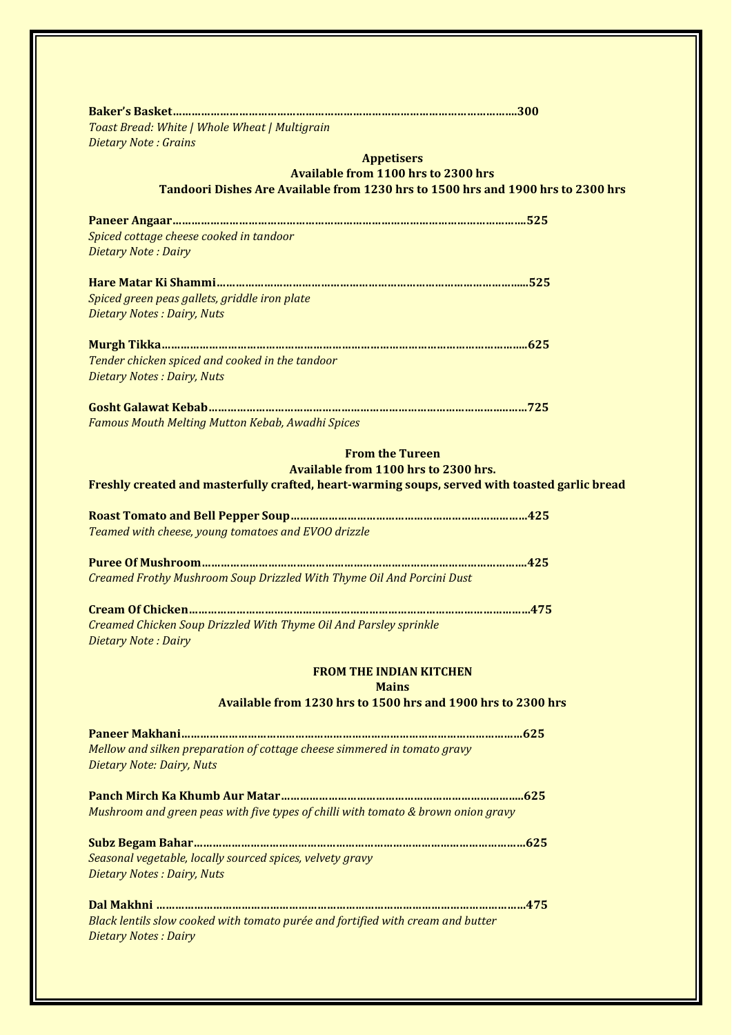**Baker's Basket……………………………………………………………………………………………300**
*Toast Bread: White | Whole Wheat | Multigrain*
*Dietary Note : Grains*

## Appetisers

**Available from 1100 hrs to 2300 hrs**

**Tandoori Dishes Are Available from 1230 hrs to 1500 hrs and 1900 hrs to 2300 hrs**

**Paneer Angaar……………………………………………………………………………………………525**
*Spiced cottage cheese cooked in tandoor*
*Dietary Note : Dairy*

**Hare Matar Ki Shammi……………………………………………………………………………………525**
*Spiced green peas gallets, griddle iron plate*
*Dietary Notes : Dairy, Nuts*

**Murgh Tikka………………………………………………………………………………………………625**
*Tender chicken spiced and cooked in the tandoor*
*Dietary Notes : Dairy, Nuts*

**Gosht Galawat Kebab……………………………………………………………………………………725**
*Famous Mouth Melting Mutton Kebab, Awadhi Spices*

## From the Tureen

**Available from 1100 hrs to 2300 hrs.**

**Freshly created and masterfully crafted, heart-warming soups, served with toasted garlic bread**

**Roast Tomato and Bell Pepper Soup…………………………………………………………………425**
*Teamed with cheese, young tomatoes and EVOO drizzle*

**Puree Of Mushroom……………………………………………………………………………………425**
*Creamed Frothy Mushroom Soup Drizzled With Thyme Oil And Porcini Dust*

**Cream Of Chicken………………………………………………………………………………………475**
*Creamed Chicken Soup Drizzled With Thyme Oil And Parsley sprinkle*
*Dietary Note : Dairy*

## FROM THE INDIAN KITCHEN

### Mains

**Available from 1230 hrs to 1500 hrs and 1900 hrs to 2300 hrs**

**Paneer Makhani…………………………………………………………………………………………625**
*Mellow and silken preparation of cottage cheese simmered in tomato gravy*
*Dietary Note: Dairy, Nuts*

**Panch Mirch Ka Khumb Aur Matar…………………………………………………………………625**
*Mushroom and green peas with five types of chilli with tomato & brown onion gravy*

**Subz Begam Bahar………………………………………………………………………………………625**
*Seasonal vegetable, locally sourced spices, velvety gravy*
*Dietary Notes : Dairy, Nuts*

**Dal Makhni ………………………………………………………………………………………………475**
*Black lentils slow cooked with tomato purée and fortified with cream and butter*
*Dietary Notes : Dairy*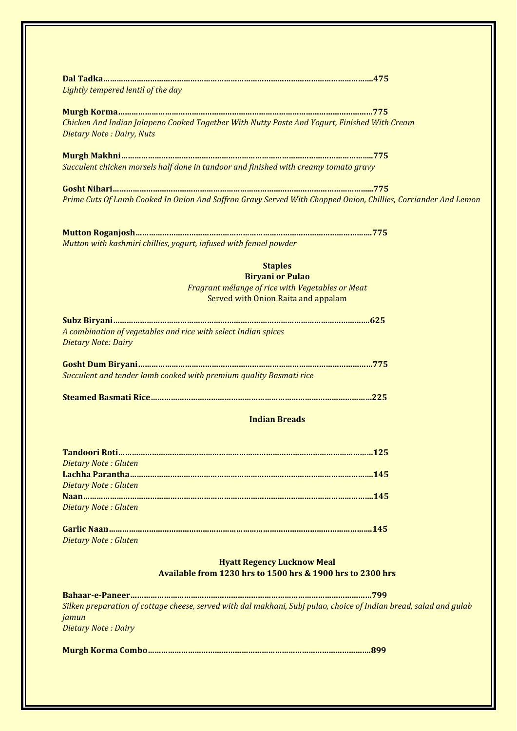**Dal Tadka……………………………………………………………………………………………………………475**
*Lightly tempered lentil of the day*

**Murgh Korma………………………………………………………………………………………………………775**
*Chicken And Indian Jalapeno Cooked Together With Nutty Paste And Yogurt, Finished With Cream*
*Dietary Note : Dairy, Nuts*

**Murgh Makhni……………………………………………………………………………………………………775**
*Succulent chicken morsels half done in tandoor and finished with creamy tomato gravy*

**Gosht Nihari………………………………………………………………………………………………………775**
*Prime Cuts Of Lamb Cooked In Onion And Saffron Gravy Served With Chopped Onion, Chillies, Corriander And Lemon*

**Mutton Roganjosh……………………………………………………………………………………………775**
*Mutton with kashmiri chillies, yogurt, infused with fennel powder*

## Staples

### Biryani or Pulao

*Fragrant mélange of rice with Vegetables or Meat*
Served with Onion Raita and appalam

**Subz Biryani………………………………………………………………………………………………………625**
*A combination of vegetables and rice with select Indian spices*
*Dietary Note: Dairy*

**Gosht Dum Biryani……………………………………………………………………………………………775**
*Succulent and tender lamb cooked with premium quality Basmati rice*

**Steamed Basmati Rice………………………………………………………………………………………225**

## Indian Breads

**Tandoori Roti……………………………………………………………………………………………………125**
*Dietary Note : Gluten*
**Lachha Parantha…………………………………………………………………………………………………145**
*Dietary Note : Gluten*
**Naan……………………………………………………………………………………………………………………145**
*Dietary Note : Gluten*

**Garlic Naan…………………………………………………………………………………………………………145**
*Dietary Note : Gluten*

## Hyatt Regency Lucknow Meal

**Available from 1230 hrs to 1500 hrs & 1900 hrs to 2300 hrs**

**Bahaar-e-Paneer………………………………………………………………………………………………799**
*Silken preparation of cottage cheese, served with dal makhani, Subj pulao, choice of Indian bread, salad and gulab jamun*
*Dietary Note : Dairy*

**Murgh Korma Combo…………………………………………………………………………………………899**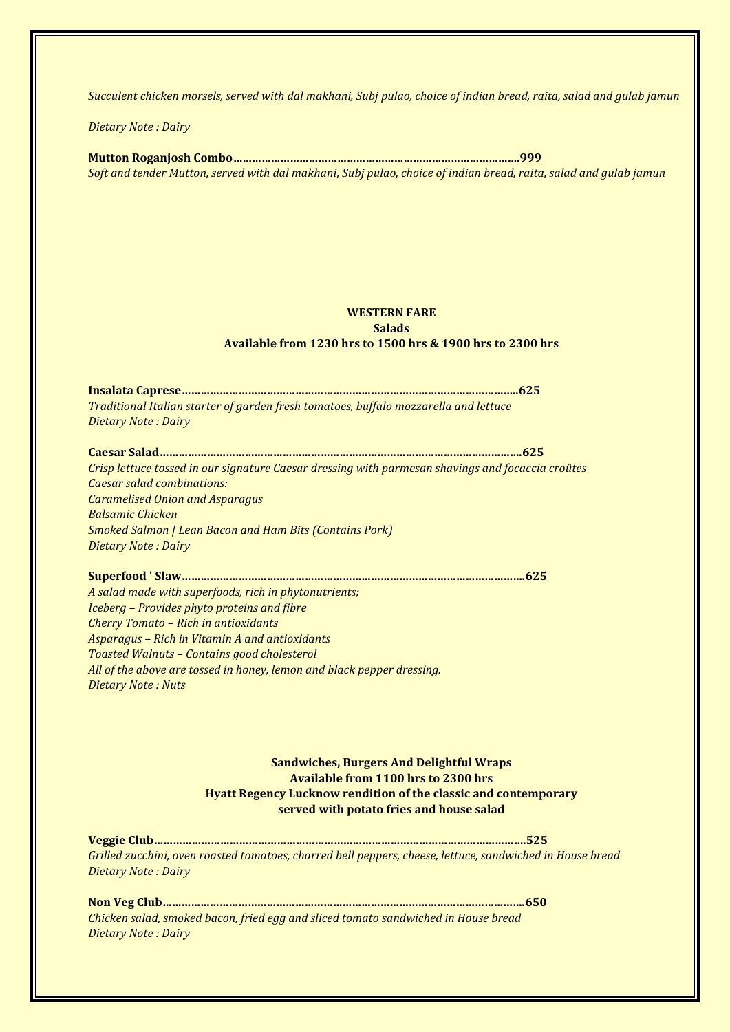*Succulent chicken morsels, served with dal makhani, Subj pulao, choice of indian bread, raita, salad and gulab jamun*

*Dietary Note : Dairy*

**Mutton Roganjosh Combo…………………………………………………………………………………999**
*Soft and tender Mutton, served with dal makhani, Subj pulao, choice of indian bread, raita, salad and gulab jamun*

## WESTERN FARE
### Salads
### Available from 1230 hrs to 1500 hrs & 1900 hrs to 2300 hrs

**Insalata Caprese……………………………………………………………………………………………625**
*Traditional Italian starter of garden fresh tomatoes, buffalo mozzarella and lettuce*
*Dietary Note : Dairy*

**Caesar Salad…………………………………………………………………………………………………625**
*Crisp lettuce tossed in our signature Caesar dressing with parmesan shavings and focaccia croûtes*
*Caesar salad combinations:*
*Caramelised Onion and Asparagus*
*Balsamic Chicken*
*Smoked Salmon | Lean Bacon and Ham Bits (Contains Pork)*
*Dietary Note : Dairy*

**Superfood ' Slaw……………………………………………………………………………………………625**
*A salad made with superfoods, rich in phytonutrients;*
*Iceberg – Provides phyto proteins and fibre*
*Cherry Tomato – Rich in antioxidants*
*Asparagus – Rich in Vitamin A and antioxidants*
*Toasted Walnuts – Contains good cholesterol*
*All of the above are tossed in honey, lemon and black pepper dressing.*
*Dietary Note : Nuts*

### Sandwiches, Burgers And Delightful Wraps
### Available from 1100 hrs to 2300 hrs
### Hyatt Regency Lucknow rendition of the classic and contemporary served with potato fries and house salad

**Veggie Club…………………………………………………………………………………………………525**
*Grilled zucchini, oven roasted tomatoes, charred bell peppers, cheese, lettuce, sandwiched in House bread*
*Dietary Note : Dairy*

**Non Veg Club………………………………………………………………………………………………650**
*Chicken salad, smoked bacon, fried egg and sliced tomato sandwiched in House bread*
*Dietary Note : Dairy*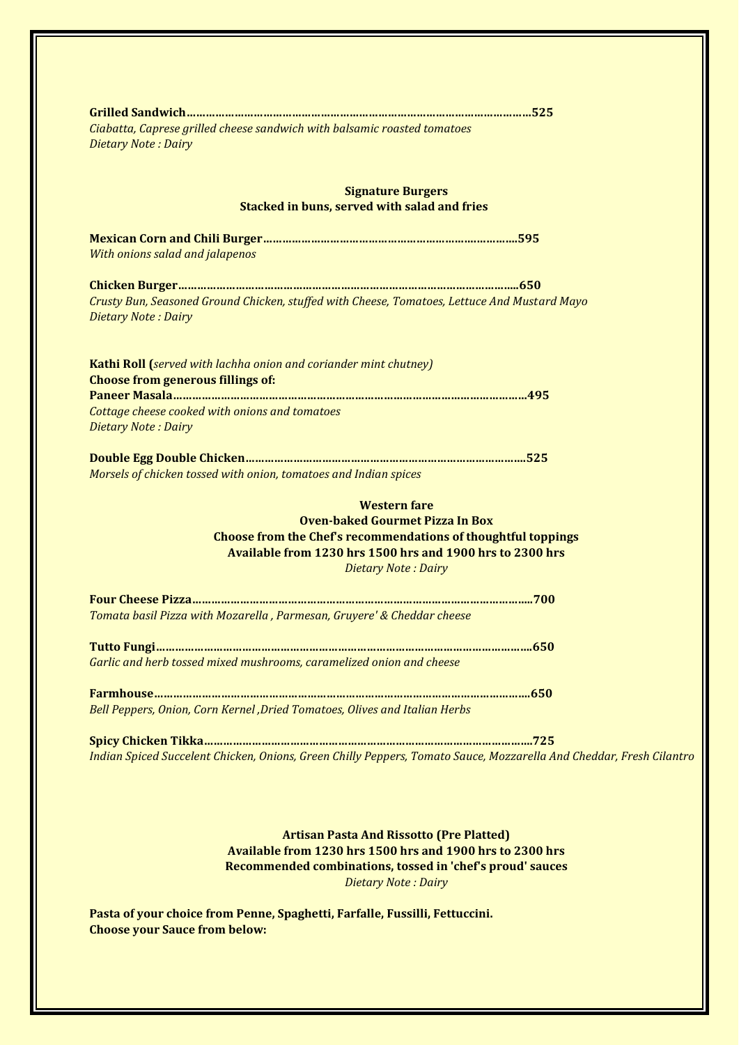**Grilled Sandwich……………………………………………………………………………………………………525**
*Ciabatta, Caprese grilled cheese sandwich with balsamic roasted tomatoes*
*Dietary Note : Dairy*

## Signature Burgers
**Stacked in buns, served with salad and fries**

**Mexican Corn and Chili Burger…………………………………………………………………………595**
*With onions salad and jalapenos*

**Chicken Burger…………………………………………………………………………………………………...650**
*Crusty Bun, Seasoned Ground Chicken, stuffed with Cheese, Tomatoes, Lettuce And Mustard Mayo*
*Dietary Note : Dairy*

**Kathi Roll (***served with lachha onion and coriander mint chutney)*
**Choose from generous fillings of:**
**Paneer Masala……………………………………………………………………………………………………495**
*Cottage cheese cooked with onions and tomatoes*
*Dietary Note : Dairy*

**Double Egg Double Chicken…………………………………………………………………………….525**
*Morsels of chicken tossed with onion, tomatoes and Indian spices*

## Western fare
**Oven-baked Gourmet Pizza In Box**
**Choose from the Chef's recommendations of thoughtful toppings**
**Available from 1230 hrs 1500 hrs and 1900 hrs to 2300 hrs**
*Dietary Note : Dairy*

**Four Cheese Pizza……………………………………………………………………………………………..700**
*Tomata basil Pizza with Mozarella , Parmesan, Gruyere' & Cheddar cheese*

**Tutto Fungi…………………………………………………………………………………………………………650**
*Garlic and herb tossed mixed mushrooms, caramelized onion and cheese*

**Farmhouse…………………………………………………………………………………………………………650**
*Bell Peppers, Onion, Corn Kernel ,Dried Tomatoes, Olives and Italian Herbs*

**Spicy Chicken Tikka…………………………………………………………………………………………..725**
*Indian Spiced Succelent Chicken, Onions, Green Chilly Peppers, Tomato Sauce, Mozzarella And Cheddar, Fresh Cilantro*

## Artisan Pasta And Rissotto (Pre Platted)
**Available from 1230 hrs 1500 hrs and 1900 hrs to 2300 hrs**
**Recommended combinations, tossed in 'chef's proud' sauces**
*Dietary Note : Dairy*

**Pasta of your choice from Penne, Spaghetti, Farfalle, Fussilli, Fettuccini.**
**Choose your Sauce from below:**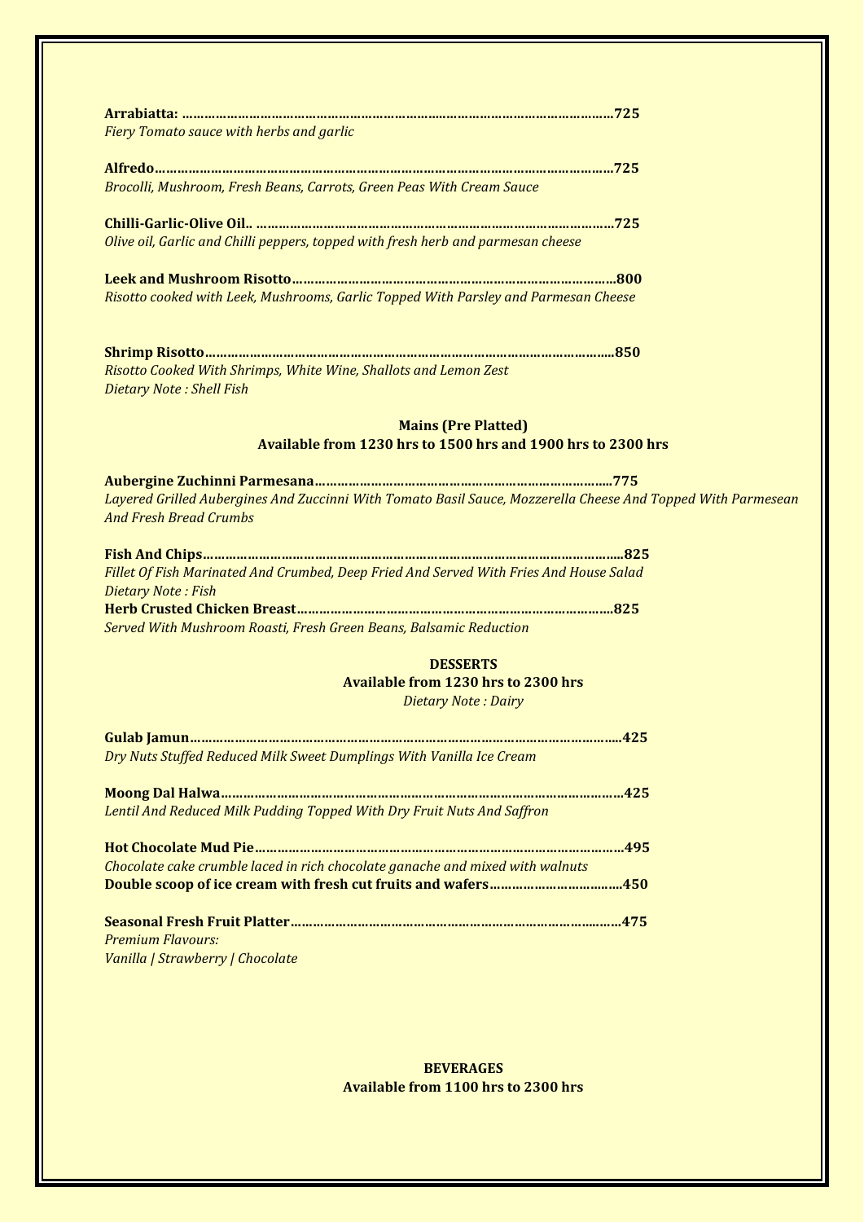**Arabiatta: ……………………………………………………………………………………………………725**
*Fiery Tomato sauce with herbs and garlic*

**Alfredo…………………………………………………………………………………………………………725**
*Brocolli, Mushroom, Fresh Beans, Carrots, Green Peas With Cream Sauce*

**Chilli-Garlic-Olive Oil.. ……………………………………………………………………………………725**
*Olive oil, Garlic and Chilli peppers, topped with fresh herb and parmesan cheese*

**Leek and Mushroom Risotto……………………………………………………………………………800**
*Risotto cooked with Leek, Mushrooms, Garlic Topped With Parsley and Parmesan Cheese*

**Shrimp Risotto…………………………………………………………………………………………………850**
*Risotto Cooked With Shrimps, White Wine, Shallots and Lemon Zest*
*Dietary Note : Shell Fish*

## Mains (Pre Platted)

### Available from 1230 hrs to 1500 hrs and 1900 hrs to 2300 hrs

**Aubergine Zuchinni Parmesana……………………………………………………………………775**
*Layered Grilled Aubergines And Zuccinni With Tomato Basil Sauce, Mozzerella Cheese And Topped With Parmesean And Fresh Bread Crumbs*

**Fish And Chips…………………………………………………………………………………………………825**
*Fillet Of Fish Marinated And Crumbed, Deep Fried And Served With Fries And House Salad*
*Dietary Note : Fish*
**Herb Crusted Chicken Breast……………………………………………………………………………825**
*Served With Mushroom Roasti, Fresh Green Beans, Balsamic Reduction*

## DESSERTS

### Available from 1230 hrs to 2300 hrs

*Dietary Note : Dairy*

**Gulab Jamun……………………………………………………………………………………………………425**
*Dry Nuts Stuffed Reduced Milk Sweet Dumplings With Vanilla Ice Cream*

**Moong Dal Halwa………………………………………………………………………………………………425**
*Lentil And Reduced Milk Pudding Topped With Dry Fruit Nuts And Saffron*

**Hot Chocolate Mud Pie………………………………………………………………………………………495**
*Chocolate cake crumble laced in rich chocolate ganache and mixed with walnuts*
**Double scoop of ice cream with fresh cut fruits and wafers………………………………450**

**Seasonal Fresh Fruit Platter……………………………………………………………………………475**
*Premium Flavours:*
*Vanilla | Strawberry | Chocolate*

## BEVERAGES

### Available from 1100 hrs to 2300 hrs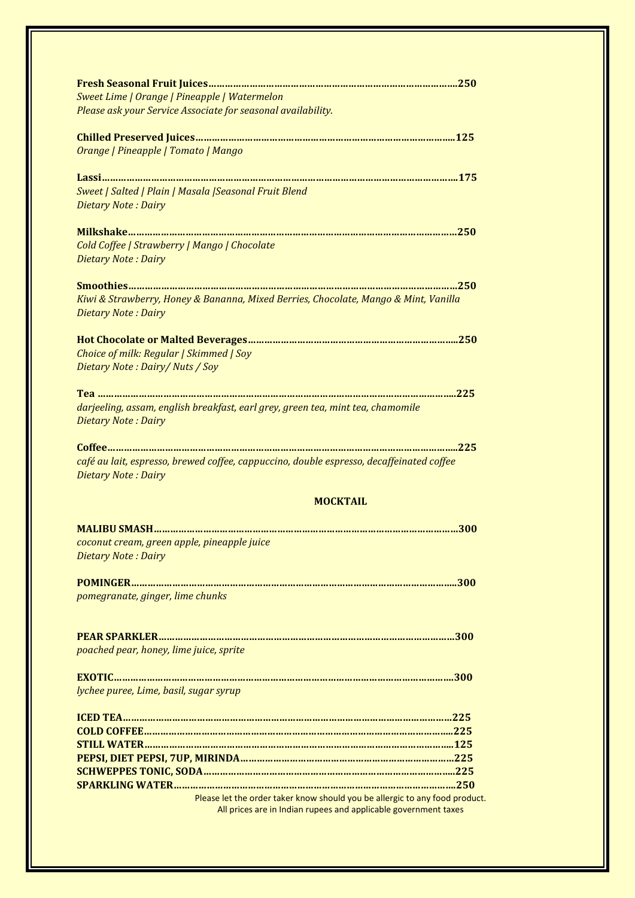**Fresh Seasonal Fruit Juices**……………………………………………………………………………….250
*Sweet Lime | Orange | Pineapple | Watermelon*
*Please ask your Service Associate for seasonal availability.*

**Chilled Preserved Juices**…………………………………………………………………………………..125
*Orange | Pineapple | Tomato | Mango*

**Lassi**……………………………………………………………………………………………………………….175
*Sweet | Salted | Plain | Masala |Seasonal Fruit Blend*
*Dietary Note : Dairy*

**Milkshake**………………………………………………………………………………………………………250
*Cold Coffee | Strawberry | Mango | Chocolate*
*Dietary Note : Dairy*

**Smoothies**………………………………………………………………………………………………………250
*Kiwi & Strawberry, Honey & Bananna, Mixed Berries, Chocolate, Mango & Mint, Vanilla*
*Dietary Note : Dairy*

**Hot Chocolate or Malted Beverages**…………………………………………………………………..250
*Choice of milk: Regular | Skimmed | Soy*
*Dietary Note : Dairy/ Nuts / Soy*

**Tea** ……………………………………………………………………………………………………………….225
*darjeeling, assam, english breakfast, earl grey, green tea, mint tea, chamomile*
*Dietary Note : Dairy*

**Coffee**…………………………………………………………………………………………………………….225
*café au lait, espresso, brewed coffee, cappuccino, double espresso, decaffeinated coffee*
*Dietary Note : Dairy*

## MOCKTAIL

**MALIBU SMASH**………………………………………………………………………………………………300
*coconut cream, green apple, pineapple juice*
*Dietary Note : Dairy*

**POMINGER**……………………………………………………………………………………………………..300
*pomegranate, ginger, lime chunks*

**PEAR SPARKLER**………………………………………………………………………………………………300
*poached pear, honey, lime juice, sprite*

**EXOTIC**…………………………………………………………………………………………………………….300
*lychee puree, Lime, basil, sugar syrup*

**ICED TEA**…………………………………………………………………………………………………………225
**COLD COFFEE**…………………………………………………………………………………………………..225
**STILL WATER**…………………………………………………………………………………………………..125
**PEPSI, DIET PEPSI, 7UP, MIRINDA**…………………………………………………………………….225
**SCHWEPPES TONIC, SODA**……………………………………………………………………………..225
**SPARKLING WATER**…………………………………………………………………………………………250

Please let the order taker know should you be allergic to any food product.
All prices are in Indian rupees and applicable government taxes